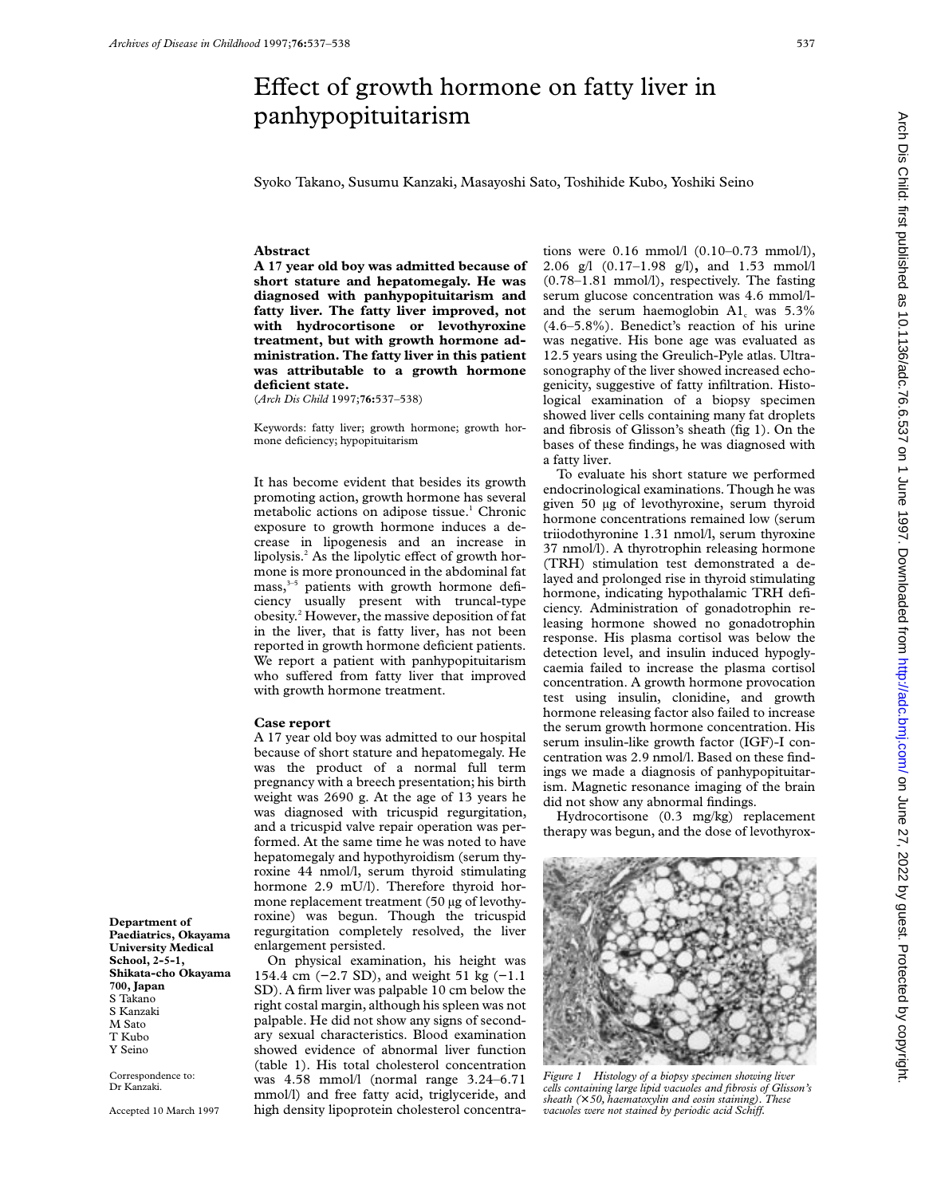# Effect of growth hormone on fatty liver in panhypopituitarism

Syoko Takano, Susumu Kanzaki, Masayoshi Sato, Toshihide Kubo, Yoshiki Seino

**Department of Paediatrics, Okayama University Medical School, 2-5-1, Shikata-cho Okayama 700, Japan**
S Takano
S Kanzaki
M Sato
T Kubo
Y Seino

Correspondence to: Dr Kanzaki.

Accepted 10 March 1997

## Abstract

**A 17 year old boy was admitted because of short stature and hepatomegaly. He was diagnosed with panhypopituitarism and fatty liver. The fatty liver improved, not with hydrocortisone or levothyroxine treatment, but with growth hormone administration. The fatty liver in this patient was attributable to a growth hormone deficient state.**

(*Arch Dis Child* 1997;**76:**537–538)

Keywords: fatty liver; growth hormone; growth hormone deficiency; hypopituitarism

It has become evident that besides its growth promoting action, growth hormone has several metabolic actions on adipose tissue.[1] Chronic exposure to growth hormone induces a decrease in lipogenesis and an increase in lipolysis.[2] As the lipolytic effect of growth hormone is more pronounced in the abdominal fat mass,[3–5] patients with growth hormone deficiency usually present with truncal-type obesity.[2] However, the massive deposition of fat in the liver, that is fatty liver, has not been reported in growth hormone deficient patients. We report a patient with panhypopituitarism who suffered from fatty liver that improved with growth hormone treatment.

## Case report

A 17 year old boy was admitted to our hospital because of short stature and hepatomegaly. He was the product of a normal full term pregnancy with a breech presentation; his birth weight was 2690 g. At the age of 13 years he was diagnosed with tricuspid regurgitation, and a tricuspid valve repair operation was performed. At the same time he was noted to have hepatomegaly and hypothyroidism (serum thyroxine 44 nmol/l, serum thyroid stimulating hormone 2.9 mU/l). Therefore thyroid hormone replacement treatment (50 μg of levothyroxine) was begun. Though the tricuspid regurgitation completely resolved, the liver enlargement persisted.

On physical examination, his height was 154.4 cm (−2.7 SD), and weight 51 kg (−1.1 SD). A firm liver was palpable 10 cm below the right costal margin, although his spleen was not palpable. He did not show any signs of secondary sexual characteristics. Blood examination showed evidence of abnormal liver function (table 1). His total cholesterol concentration was 4.58 mmol/l (normal range 3.24–6.71 mmol/l) and free fatty acid, triglyceride, and high density lipoprotein cholesterol concentrations were 0.16 mmol/l (0.10–0.73 mmol/l), 2.06 g/l (0.17–1.98 g/l), and 1.53 mmol/l (0.78–1.81 mmol/l), respectively. The fasting serum glucose concentration was 4.6 mmol/l- and the serum haemoglobin $A1_c$ was 5.3% (4.6–5.8%). Benedict's reaction of his urine was negative. His bone age was evaluated as 12.5 years using the Greulich-Pyle atlas. Ultrasonography of the liver showed increased echogenicity, suggestive of fatty infiltration. Histological examination of a biopsy specimen showed liver cells containing many fat droplets and fibrosis of Glisson's sheath (fig 1). On the bases of these findings, he was diagnosed with a fatty liver.

To evaluate his short stature we performed endocrinological examinations. Though he was given 50 μg of levothyroxine, serum thyroid hormone concentrations remained low (serum triiodothyronine 1.31 nmol/l, serum thyroxine 37 nmol/l). A thyrotrophin releasing hormone (TRH) stimulation test demonstrated a delayed and prolonged rise in thyroid stimulating hormone, indicating hypothalamic TRH deficiency. Administration of gonadotrophin releasing hormone showed no gonadotrophin response. His plasma cortisol was below the detection level, and insulin induced hypoglycaemia failed to increase the plasma cortisol concentration. A growth hormone provocation test using insulin, clonidine, and growth hormone releasing factor also failed to increase the serum growth hormone concentration. His serum insulin-like growth factor (IGF)-I concentration was 2.9 nmol/l. Based on these findings we made a diagnosis of panhypopituitarism. Magnetic resonance imaging of the brain did not show any abnormal findings.

Hydrocortisone (0.3 mg/kg) replacement therapy was begun, and the dose of levothyrox-

*Figure 1 Histology of a biopsy specimen showing liver cells containing large lipid vacuoles and fibrosis of Glisson's sheath (×50, haematoxylin and eosin staining). These vacuoles were not stained by periodic acid Schiff.*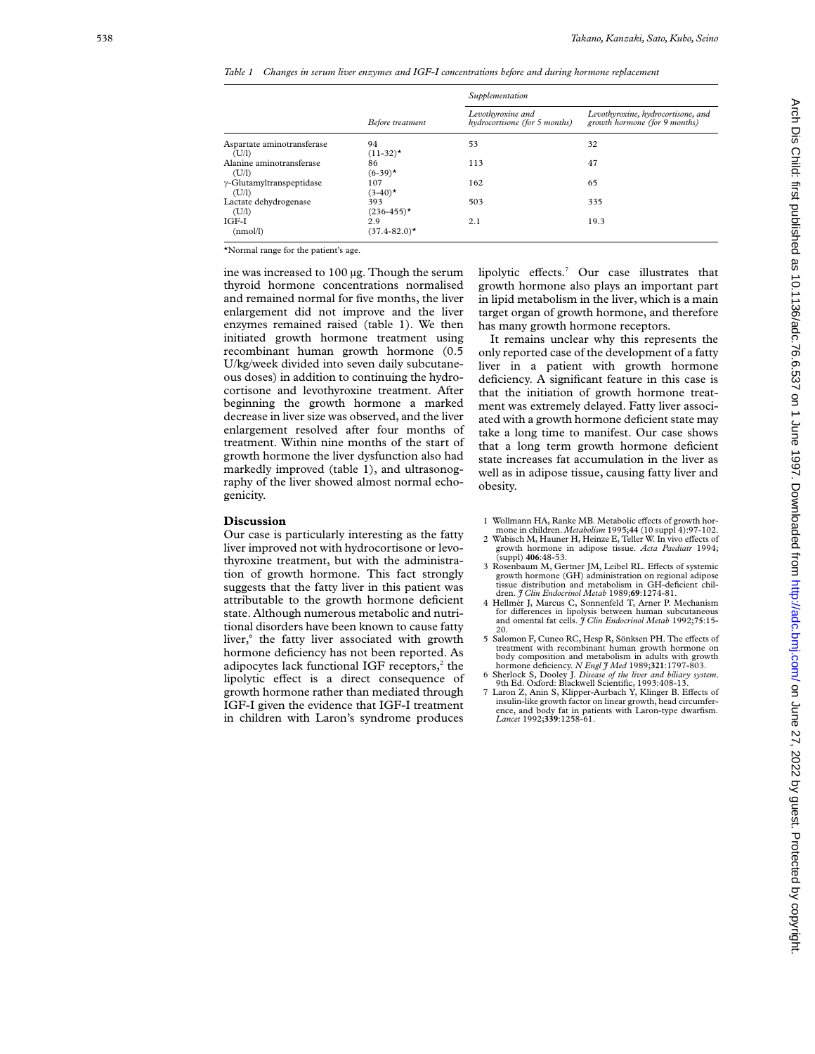*Table 1 Changes in serum liver enzymes and IGF-I concentrations before and during hormone replacement*

| | Before treatment | Supplementation | |
|---|---|---|---|
| | | *Levothyroxine and hydrocortisone (for 5 months)* | *Levothyroxine, hydrocortisone, and growth hormone (for 9 months)* |
| Aspartate aminotransferase (U/l) | 94 (11-32)* | 53 | 32 |
| Alanine aminotransferase (U/l) | 86 (6-39)* | 113 | 47 |
| γ-Glutamyltranspeptidase (U/l) | 107 (3-40)* | 162 | 65 |
| Lactate dehydrogenase (U/l) | 393 (236-455)* | 503 | 335 |
| IGF-I (nmol/l) | 2.9 (37.4-82.0)* | 2.1 | 19.3 |

*Normal range for the patient's age.

ine was increased to 100 μg. Though the serum thyroid hormone concentrations normalised and remained normal for five months, the liver enlargement did not improve and the liver enzymes remained raised (table 1). We then initiated growth hormone treatment using recombinant human growth hormone (0.5 U/kg/week divided into seven daily subcutaneous doses) in addition to continuing the hydrocortisone and levothyroxine treatment. After beginning the growth hormone a marked decrease in liver size was observed, and the liver enlargement resolved after four months of treatment. Within nine months of the start of growth hormone the liver dysfunction also had markedly improved (table 1), and ultrasonography of the liver showed almost normal echogenicity.

## Discussion

Our case is particularly interesting as the fatty liver improved not with hydrocortisone or levothyroxine treatment, but with the administration of growth hormone. This fact strongly suggests that the fatty liver in this patient was attributable to the growth hormone deficient state. Although numerous metabolic and nutritional disorders have been known to cause fatty liver,[6] the fatty liver associated with growth hormone deficiency has not been reported. As adipocytes lack functional IGF receptors,[2] the lipolytic effect is a direct consequence of growth hormone rather than mediated through IGF-I given the evidence that IGF-I treatment in children with Laron's syndrome produces lipolytic effects.[7] Our case illustrates that growth hormone also plays an important part in lipid metabolism in the liver, which is a main target organ of growth hormone, and therefore has many growth hormone receptors.

It remains unclear why this represents the only reported case of the development of a fatty liver in a patient with growth hormone deficiency. A significant feature in this case is that the initiation of growth hormone treatment was extremely delayed. Fatty liver associated with a growth hormone deficient state may take a long time to manifest. Our case shows that a long term growth hormone deficient state increases fat accumulation in the liver as well as in adipose tissue, causing fatty liver and obesity.

1 Wollmann HA, Ranke MB. Metabolic effects of growth hormone in children. *Metabolism* 1995;**44** (10 suppl 4):97-102.
2 Wabisch M, Hauner H, Heinze E, Teller W. In vivo effects of growth hormone in adipose tissue. *Acta Paediatr* 1994; (suppl) **406**:48-53.
3 Rosenbaum M, Gertner JM, Leibel RL. Effects of systemic growth hormone (GH) administration on regional adipose tissue distribution and metabolism in GH-deficient children. *J Clin Endocrinol Metab* 1989;**69**:1274-81.
4 Hellmér J, Marcus C, Sonnenfeld T, Arner P. Mechanism for differences in lipolysis between human subcutaneous and omental fat cells. *J Clin Endocrinol Metab* 1992;**75**:15-20.
5 Salomon F, Cuneo RC, Hesp R, Sönksen PH. The effects of treatment with recombinant human growth hormone on body composition and metabolism in adults with growth hormone deficiency. *N Engl J Med* 1989;**321**:1797-803.
6 Sherlock S, Dooley J. *Disease of the liver and biliary system*. 9th Ed. Oxford: Blackwell Scientific, 1993:408-13.
7 Laron Z, Anin S, Klipper-Aurbach Y, Klinger B. Effects of insulin-like growth factor on linear growth, head circumference, and body fat in patients with Laron-type dwarfism. *Lancet* 1992;**339**:1258-61.